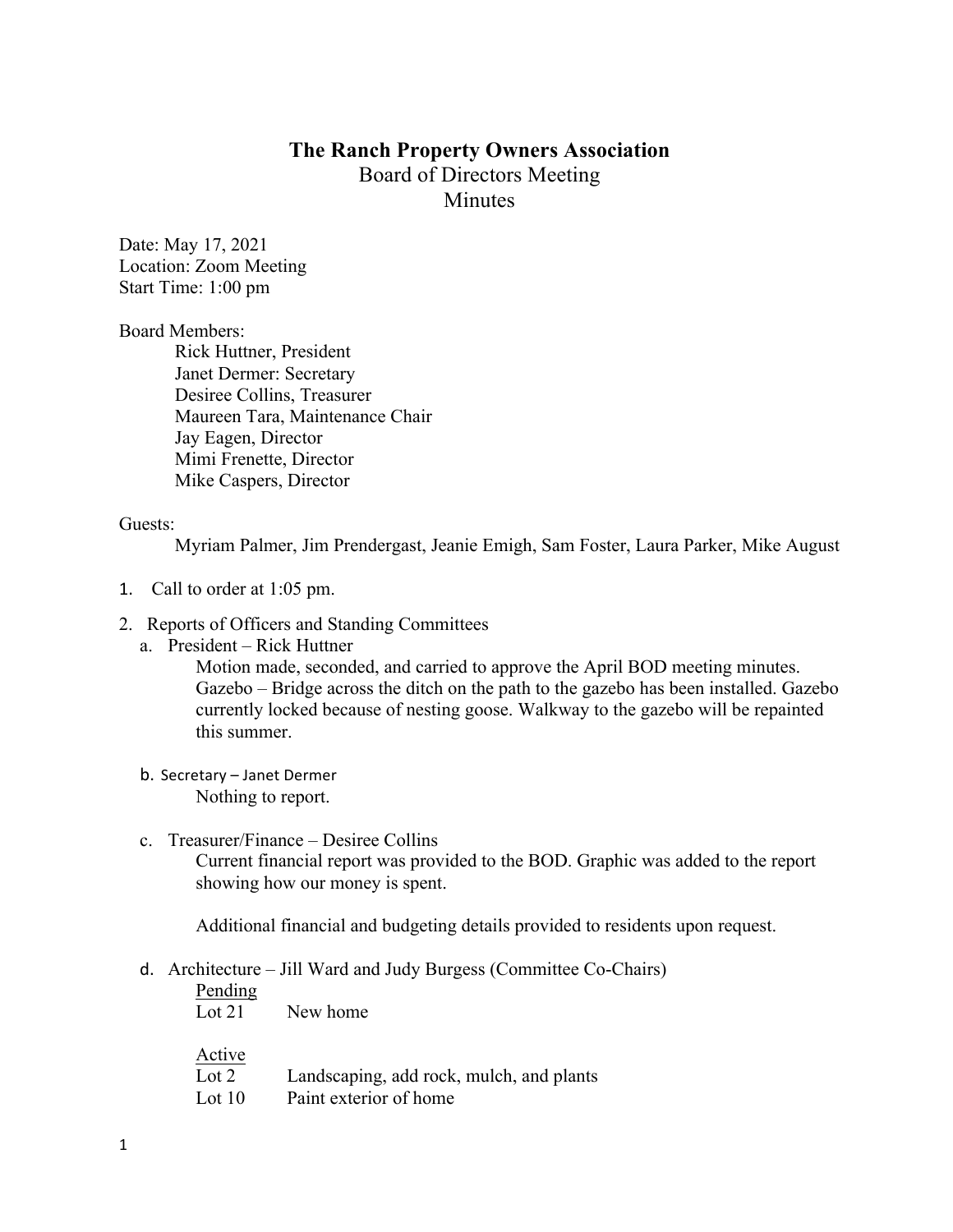# The Ranch Property Owners Association

## Board of Directors Meeting
## Minutes

Date: May 17, 2021
Location: Zoom Meeting
Start Time: 1:00 pm

Board Members:

- Rick Huttner, President
- Janet Dermer: Secretary
- Desiree Collins, Treasurer
- Maureen Tara, Maintenance Chair
- Jay Eagen, Director
- Mimi Frenette, Director
- Mike Caspers, Director

Guests:

Myriam Palmer, Jim Prendergast, Jeanie Emigh, Sam Foster, Laura Parker, Mike August

1. Call to order at 1:05 pm.

2. Reports of Officers and Standing Committees

   a. President – Rick Huttner

      Motion made, seconded, and carried to approve the April BOD meeting minutes.
      Gazebo – Bridge across the ditch on the path to the gazebo has been installed. Gazebo currently locked because of nesting goose. Walkway to the gazebo will be repainted this summer.

   b. Secretary – Janet Dermer

      Nothing to report.

   c. Treasurer/Finance – Desiree Collins

      Current financial report was provided to the BOD. Graphic was added to the report showing how our money is spent.

      Additional financial and budgeting details provided to residents upon request.

   d. Architecture – Jill Ward and Judy Burgess (Committee Co-Chairs)

      <u>Pending</u>

      | | |
      |---|---|
      | Lot 21 | New home |

      <u>Active</u>

      | | |
      |---|---|
      | Lot 2 | Landscaping, add rock, mulch, and plants |
      | Lot 10 | Paint exterior of home |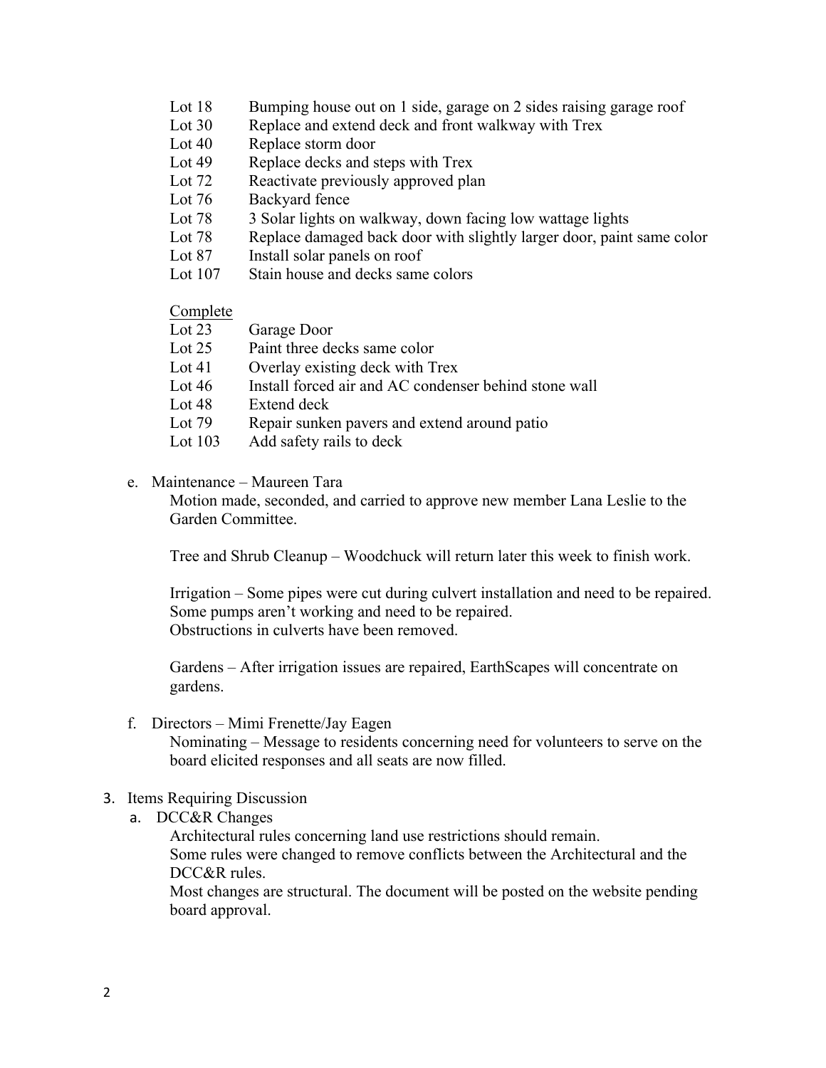| | |
|---|---|
| Lot 18 | Bumping house out on 1 side, garage on 2 sides raising garage roof |
| Lot 30 | Replace and extend deck and front walkway with Trex |
| Lot 40 | Replace storm door |
| Lot 49 | Replace decks and steps with Trex |
| Lot 72 | Reactivate previously approved plan |
| Lot 76 | Backyard fence |
| Lot 78 | 3 Solar lights on walkway, down facing low wattage lights |
| Lot 78 | Replace damaged back door with slightly larger door, paint same color |
| Lot 87 | Install solar panels on roof |
| Lot 107 | Stain house and decks same colors |

<u>Complete</u>

| | |
|---|---|
| Lot 23 | Garage Door |
| Lot 25 | Paint three decks same color |
| Lot 41 | Overlay existing deck with Trex |
| Lot 46 | Install forced air and AC condenser behind stone wall |
| Lot 48 | Extend deck |
| Lot 79 | Repair sunken pavers and extend around patio |
| Lot 103 | Add safety rails to deck |

e. Maintenance – Maureen Tara

Motion made, seconded, and carried to approve new member Lana Leslie to the Garden Committee.

Tree and Shrub Cleanup – Woodchuck will return later this week to finish work.

Irrigation – Some pipes were cut during culvert installation and need to be repaired. Some pumps aren't working and need to be repaired.
Obstructions in culverts have been removed.

Gardens – After irrigation issues are repaired, EarthScapes will concentrate on gardens.

f. Directors – Mimi Frenette/Jay Eagen

Nominating – Message to residents concerning need for volunteers to serve on the board elicited responses and all seats are now filled.

3. Items Requiring Discussion

a. DCC&R Changes

Architectural rules concerning land use restrictions should remain.
Some rules were changed to remove conflicts between the Architectural and the DCC&R rules.
Most changes are structural. The document will be posted on the website pending board approval.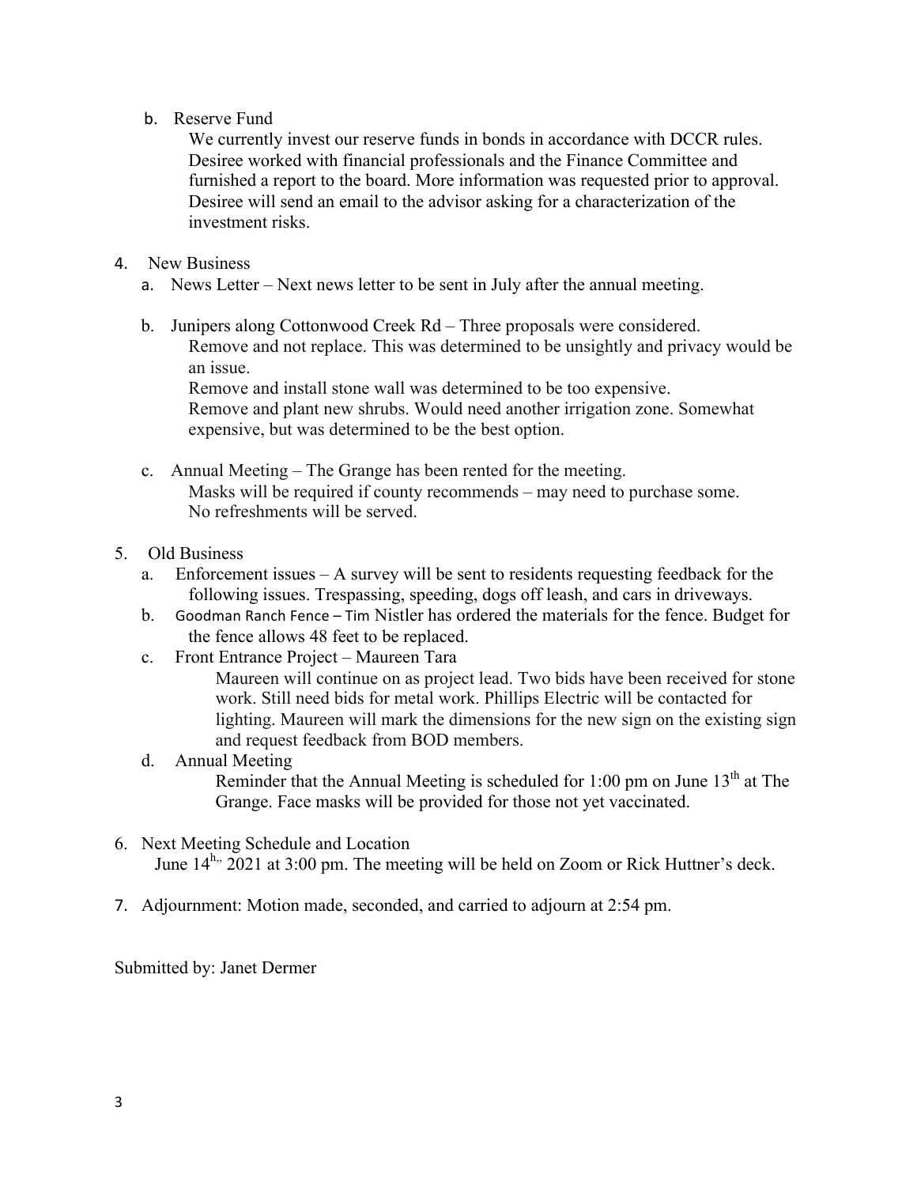b. Reserve Fund

   We currently invest our reserve funds in bonds in accordance with DCCR rules. Desiree worked with financial professionals and the Finance Committee and furnished a report to the board. More information was requested prior to approval. Desiree will send an email to the advisor asking for a characterization of the investment risks.

4. New Business
   a. News Letter – Next news letter to be sent in July after the annual meeting.
   b. Junipers along Cottonwood Creek Rd – Three proposals were considered.

      Remove and not replace. This was determined to be unsightly and privacy would be an issue.

      Remove and install stone wall was determined to be too expensive.

      Remove and plant new shrubs. Would need another irrigation zone. Somewhat expensive, but was determined to be the best option.

   c. Annual Meeting – The Grange has been rented for the meeting.

      Masks will be required if county recommends – may need to purchase some.

      No refreshments will be served.

5. Old Business
   a. Enforcement issues – A survey will be sent to residents requesting feedback for the following issues. Trespassing, speeding, dogs off leash, and cars in driveways.
   b. Goodman Ranch Fence – Tim Nistler has ordered the materials for the fence. Budget for the fence allows 48 feet to be replaced.
   c. Front Entrance Project – Maureen Tara

      Maureen will continue on as project lead. Two bids have been received for stone work. Still need bids for metal work. Phillips Electric will be contacted for lighting. Maureen will mark the dimensions for the new sign on the existing sign and request feedback from BOD members.

   d. Annual Meeting

      Reminder that the Annual Meeting is scheduled for 1:00 pm on June 13th at The Grange. Face masks will be provided for those not yet vaccinated.

6. Next Meeting Schedule and Location

   June 14h, 2021 at 3:00 pm. The meeting will be held on Zoom or Rick Huttner's deck.

7. Adjournment: Motion made, seconded, and carried to adjourn at 2:54 pm.

Submitted by: Janet Dermer